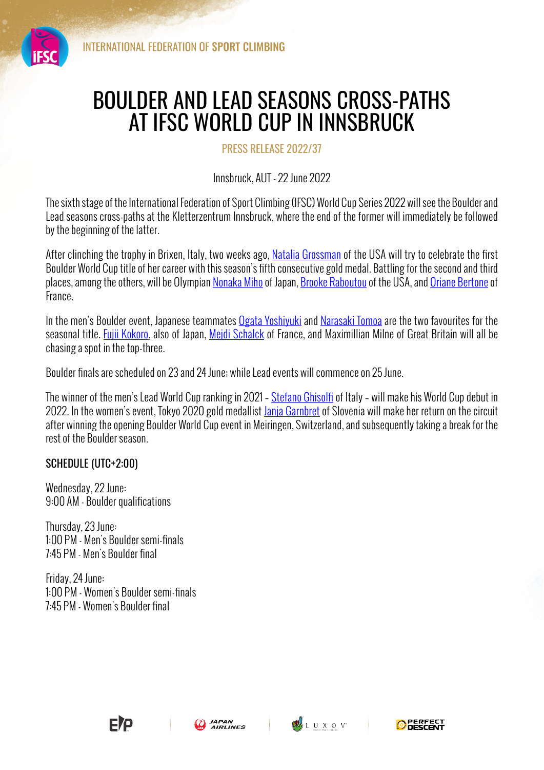INTERNATIONAL FEDERATION OF **SPORT CLIMBING**

# BOULDER AND LEAD SEASONS CROSS-PATHS AT IFSC WORLD CUP IN INNSBRUCK

PRESS RELEASE 2022/37

Innsbruck, AUT - 22 June 2022

The sixth stage of the International Federation of Sport Climbing (IFSC) World Cup Series 2022 will see the Boulder and Lead seasons cross-paths at the Kletterzentrum Innsbruck, where the end of the former will immediately be followed by the beginning of the latter.

After clinching the trophy in Brixen, Italy, two weeks ago, Natalia Grossman of the USA will try to celebrate the first Boulder World Cup title of her career with this season's fifth consecutive gold medal. Battling for the second and third places, among the others, will be Olympian Nonaka Miho of Japan, Brooke Raboutou of the USA, and Oriane Bertone of France.

In the men's Boulder event, Japanese teammates Ogata Yoshiyuki and Narasaki Tomoa are the two favourites for the seasonal title. Fujii Kokoro, also of Japan, Mejdi Schalck of France, and Maximillian Milne of Great Britain will all be chasing a spot in the top-three.

Boulder finals are scheduled on 23 and 24 June; while Lead events will commence on 25 June.

The winner of the men's Lead World Cup ranking in 2021 – Stefano Ghisolfi of Italy – will make his World Cup debut in 2022. In the women's event, Tokyo 2020 gold medallist Janja Garnbret of Slovenia will make her return on the circuit after winning the opening Boulder World Cup event in Meiringen, Switzerland, and subsequently taking a break for the rest of the Boulder season.

## SCHEDULE (UTC+2:00)

Wednesday, 22 June:
9:00 AM - Boulder qualifications

Thursday, 23 June:
1:00 PM - Men's Boulder semi-finals
7:45 PM - Men's Boulder final

Friday, 24 June:
1:00 PM - Women's Boulder semi-finals
7:45 PM - Women's Boulder final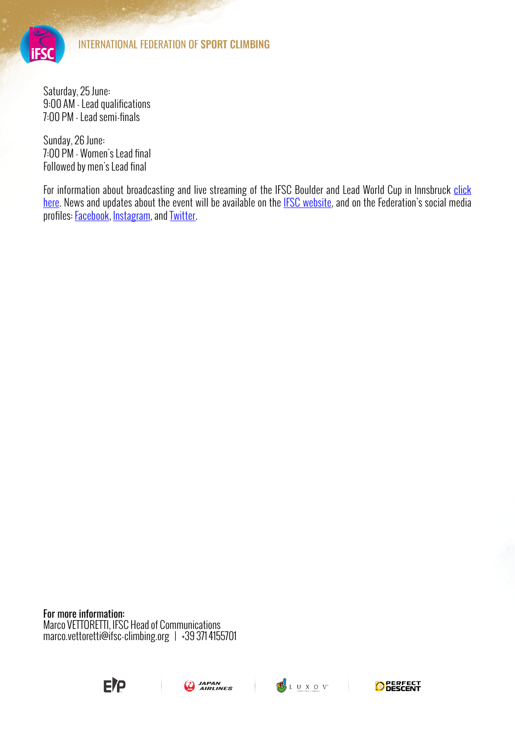Saturday, 25 June:
9:00 AM - Lead qualifications
7:00 PM - Lead semi-finals

Sunday, 26 June:
7:00 PM - Women's Lead final
Followed by men's Lead final

For information about broadcasting and live streaming of the IFSC Boulder and Lead World Cup in Innsbruck click here. News and updates about the event will be available on the IFSC website, and on the Federation's social media profiles: Facebook, Instagram, and Twitter.

**For more information:**
Marco VETTORETTI, IFSC Head of Communications
marco.vettoretti@ifsc-climbing.org | +39 371 4155701